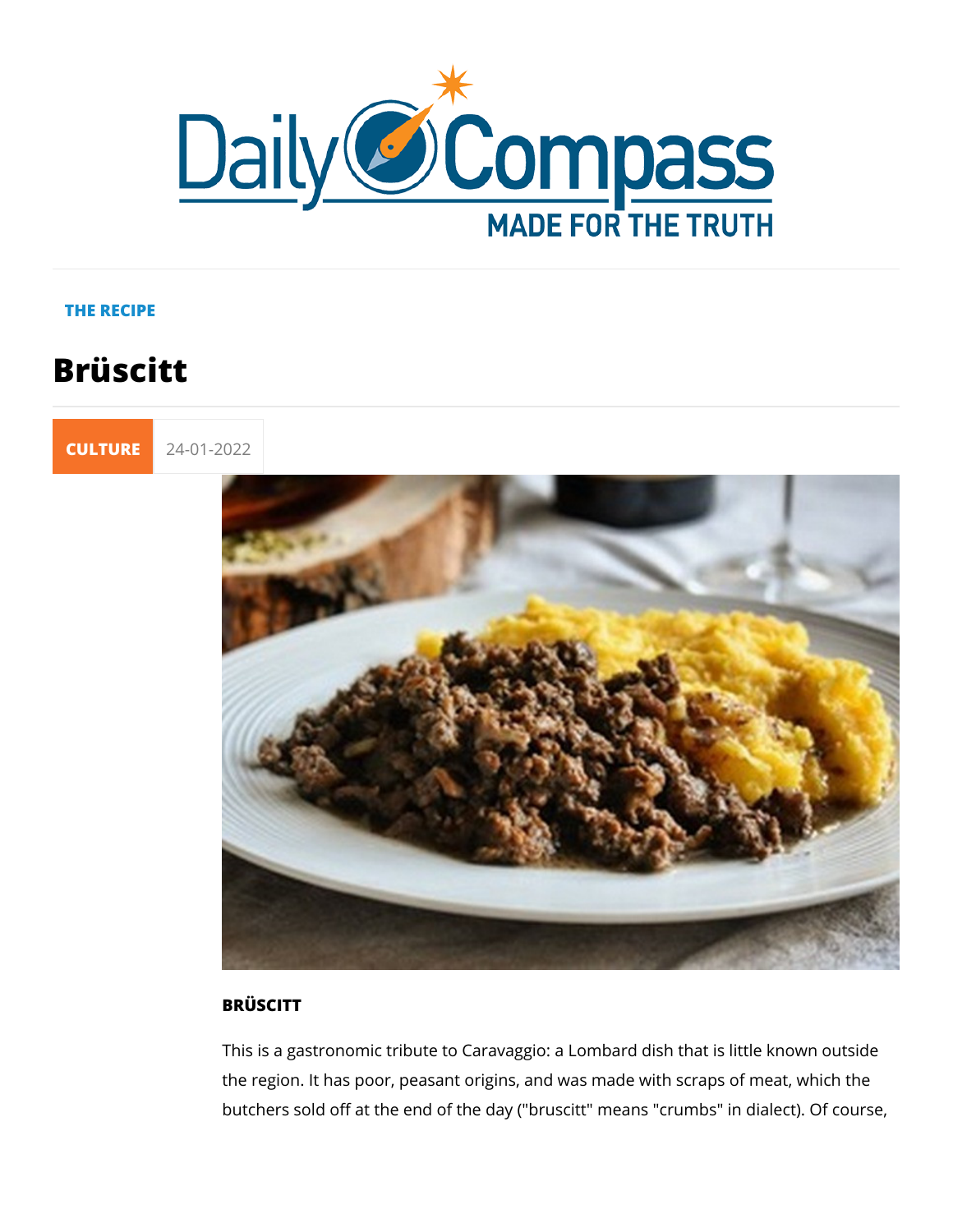THE RECIPE

# Brüscitt

CULTURE 24-01-2022

**BRÜSCITT**

This is a gastronomic tribute to Caravaggio: a Lombard dish that is little known outside the region. It has poor, peasant origins, and was made with scraps of meat, which the butchers sold off at the end of the day ("bruscitt" means "crumbs" in dialect). Of course,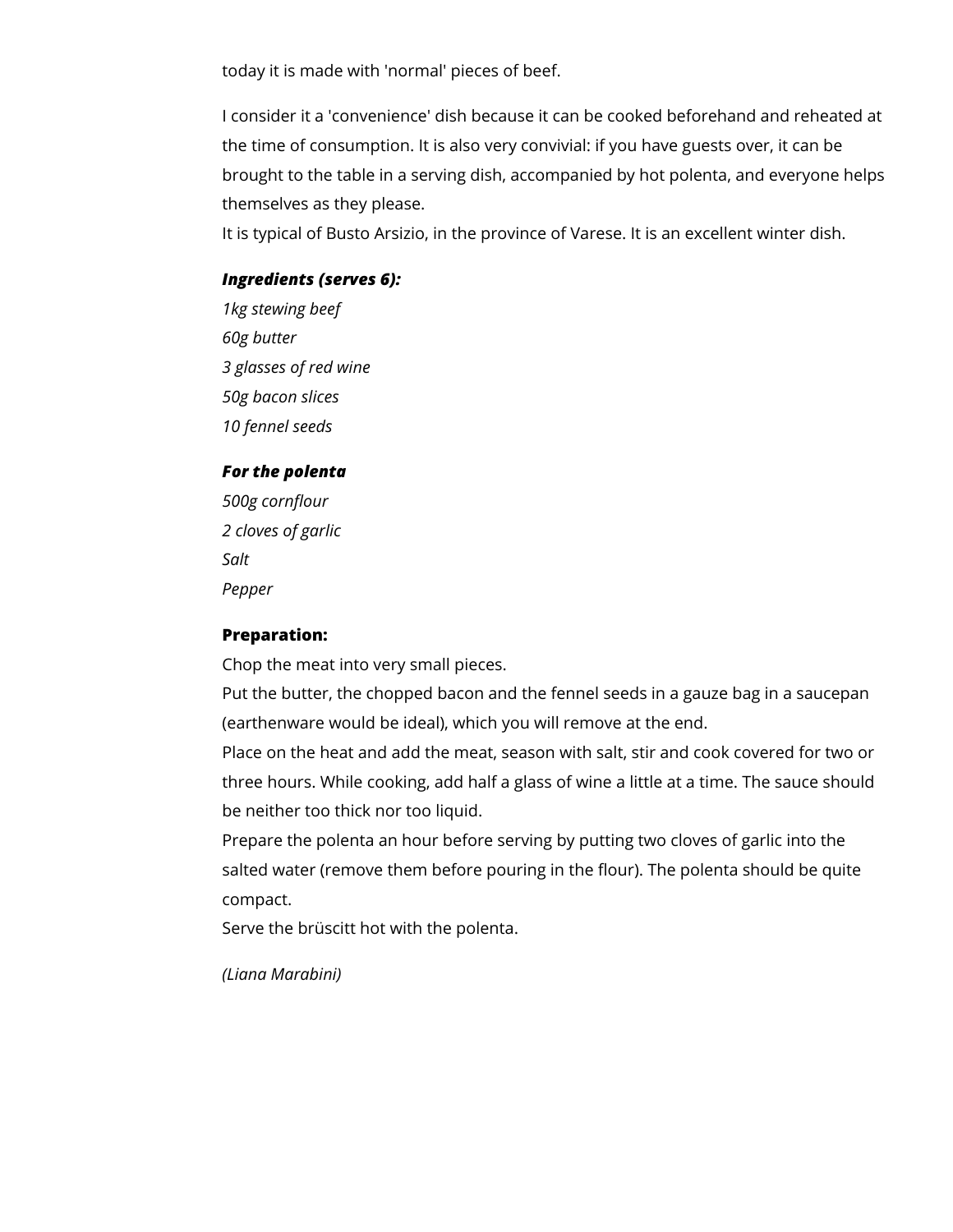today it is made with 'normal' pieces of beef.

I consider it a 'convenience' dish because it can be cooked beforehand and reheated at the time of consumption. It is also very convivial: if you have guests over, it can be brought to the table in a serving dish, accompanied by hot polenta, and everyone helps themselves as they please.
It is typical of Busto Arsizio, in the province of Varese. It is an excellent winter dish.

***Ingredients (serves 6):***

*1kg stewing beef*
*60g butter*
*3 glasses of red wine*
*50g bacon slices*
*10 fennel seeds*

***For the polenta***

*500g cornflour*
*2 cloves of garlic*
*Salt*
*Pepper*

**Preparation:**

Chop the meat into very small pieces.
Put the butter, the chopped bacon and the fennel seeds in a gauze bag in a saucepan (earthenware would be ideal), which you will remove at the end.
Place on the heat and add the meat, season with salt, stir and cook covered for two or three hours. While cooking, add half a glass of wine a little at a time. The sauce should be neither too thick nor too liquid.
Prepare the polenta an hour before serving by putting two cloves of garlic into the salted water (remove them before pouring in the flour). The polenta should be quite compact.
Serve the brüscitt hot with the polenta.

*(Liana Marabini)*